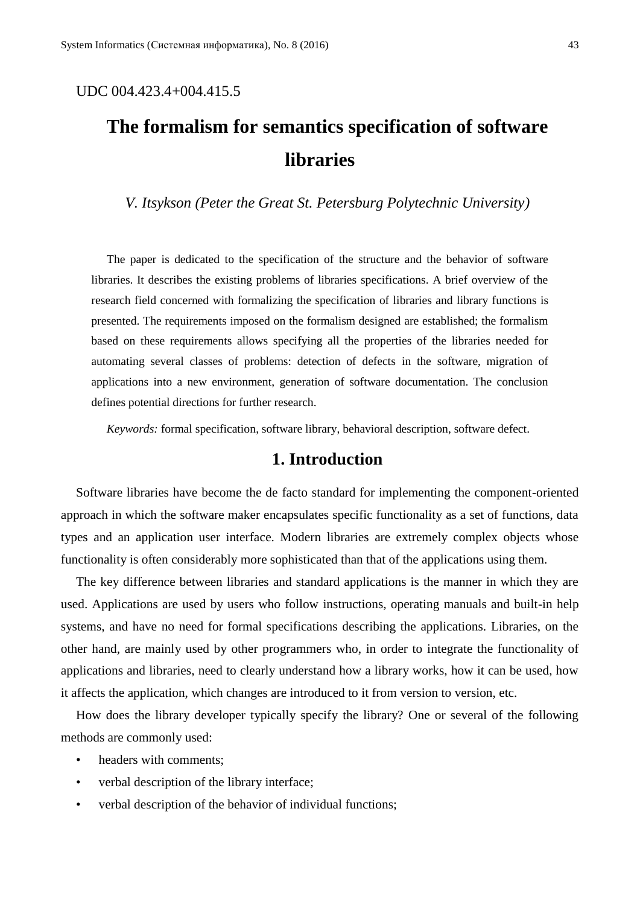UDC 004.423.4+004.415.5

# The formalism for semantics specification of software libraries

*V. Itsykson (Peter the Great St. Petersburg Polytechnic University)*

The paper is dedicated to the specification of the structure and the behavior of software libraries. It describes the existing problems of libraries specifications. A brief overview of the research field concerned with formalizing the specification of libraries and library functions is presented. The requirements imposed on the formalism designed are established; the formalism based on these requirements allows specifying all the properties of the libraries needed for automating several classes of problems: detection of defects in the software, migration of applications into a new environment, generation of software documentation. The conclusion defines potential directions for further research.

*Keywords:* formal specification, software library, behavioral description, software defect.

## 1. Introduction

Software libraries have become the de facto standard for implementing the component-oriented approach in which the software maker encapsulates specific functionality as a set of functions, data types and an application user interface. Modern libraries are extremely complex objects whose functionality is often considerably more sophisticated than that of the applications using them.

The key difference between libraries and standard applications is the manner in which they are used. Applications are used by users who follow instructions, operating manuals and built-in help systems, and have no need for formal specifications describing the applications. Libraries, on the other hand, are mainly used by other programmers who, in order to integrate the functionality of applications and libraries, need to clearly understand how a library works, how it can be used, how it affects the application, which changes are introduced to it from version to version, etc.

How does the library developer typically specify the library? One or several of the following methods are commonly used:

- headers with comments;
- verbal description of the library interface;
- verbal description of the behavior of individual functions;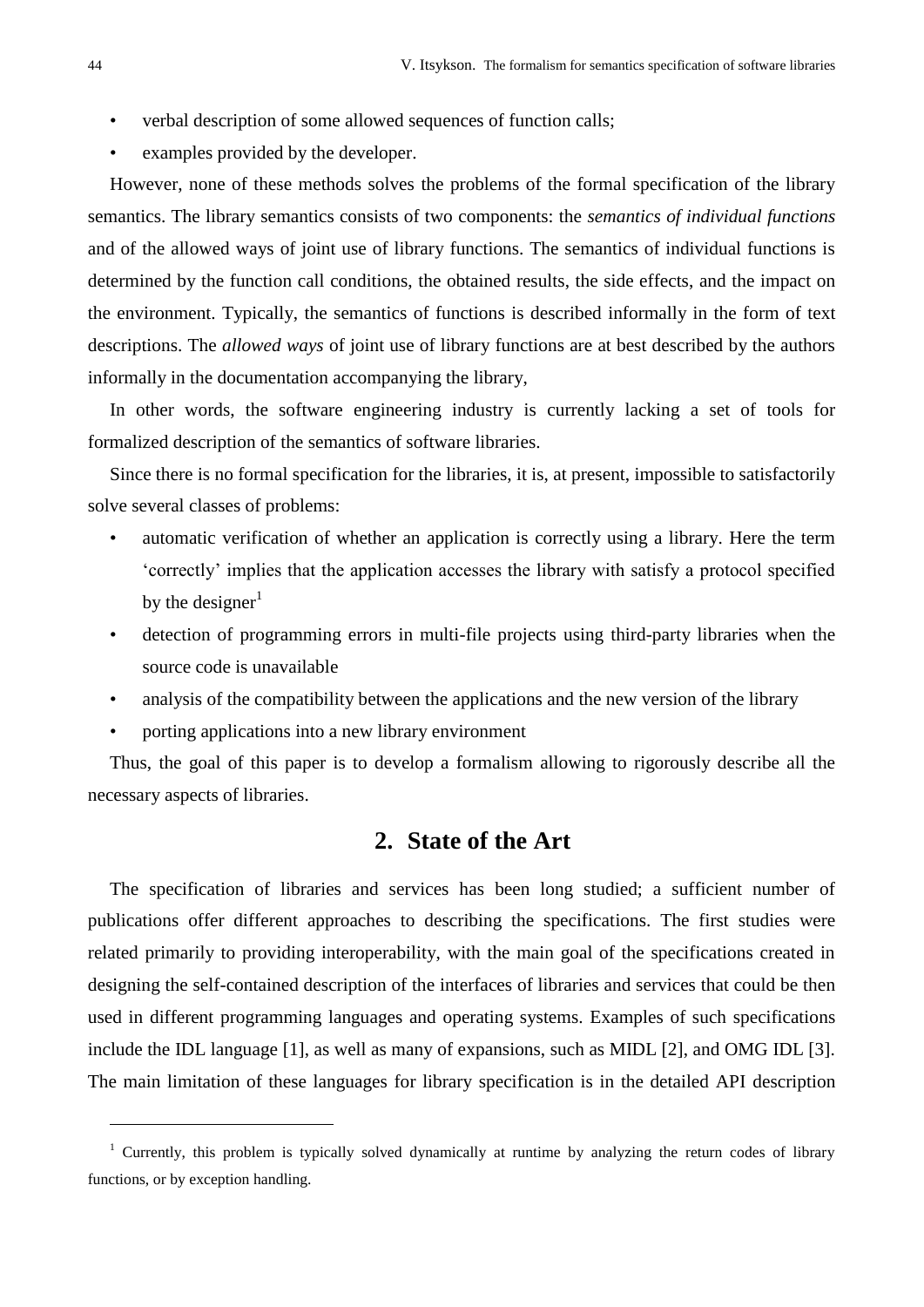- verbal description of some allowed sequences of function calls;
- examples provided by the developer.

However, none of these methods solves the problems of the formal specification of the library semantics. The library semantics consists of two components: the *semantics of individual functions* and of the allowed ways of joint use of library functions. The semantics of individual functions is determined by the function call conditions, the obtained results, the side effects, and the impact on the environment. Typically, the semantics of functions is described informally in the form of text descriptions. The *allowed ways* of joint use of library functions are at best described by the authors informally in the documentation accompanying the library,

In other words, the software engineering industry is currently lacking a set of tools for formalized description of the semantics of software libraries.

Since there is no formal specification for the libraries, it is, at present, impossible to satisfactorily solve several classes of problems:

- automatic verification of whether an application is correctly using a library. Here the term 'correctly' implies that the application accesses the library with satisfy a protocol specified by the designer[1]
- detection of programming errors in multi-file projects using third-party libraries when the source code is unavailable
- analysis of the compatibility between the applications and the new version of the library
- porting applications into a new library environment

Thus, the goal of this paper is to develop a formalism allowing to rigorously describe all the necessary aspects of libraries.

## 2. State of the Art

The specification of libraries and services has been long studied; a sufficient number of publications offer different approaches to describing the specifications. The first studies were related primarily to providing interoperability, with the main goal of the specifications created in designing the self-contained description of the interfaces of libraries and services that could be then used in different programming languages and operating systems. Examples of such specifications include the IDL language [1], as well as many of expansions, such as MIDL [2], and OMG IDL [3]. The main limitation of these languages for library specification is in the detailed API description

---

[1] Currently, this problem is typically solved dynamically at runtime by analyzing the return codes of library functions, or by exception handling.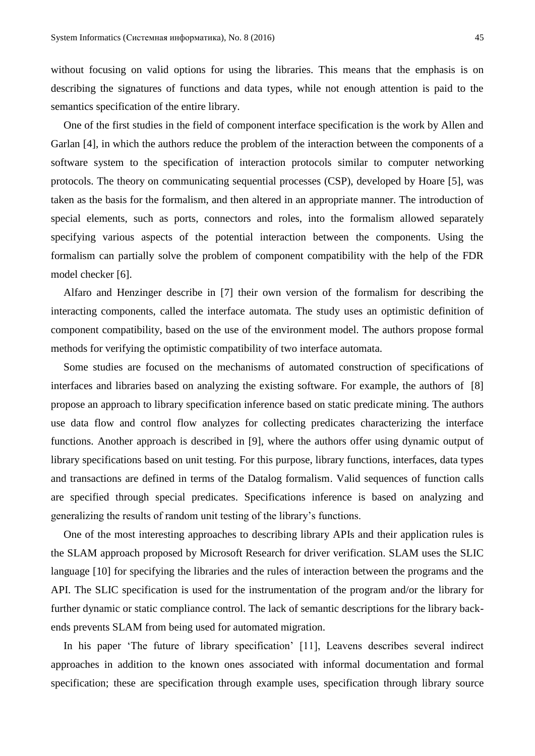without focusing on valid options for using the libraries. This means that the emphasis is on describing the signatures of functions and data types, while not enough attention is paid to the semantics specification of the entire library.

One of the first studies in the field of component interface specification is the work by Allen and Garlan [4], in which the authors reduce the problem of the interaction between the components of a software system to the specification of interaction protocols similar to computer networking protocols. The theory on communicating sequential processes (CSP), developed by Hoare [5], was taken as the basis for the formalism, and then altered in an appropriate manner. The introduction of special elements, such as ports, connectors and roles, into the formalism allowed separately specifying various aspects of the potential interaction between the components. Using the formalism can partially solve the problem of component compatibility with the help of the FDR model checker [6].

Alfaro and Henzinger describe in [7] their own version of the formalism for describing the interacting components, called the interface automata. The study uses an optimistic definition of component compatibility, based on the use of the environment model. The authors propose formal methods for verifying the optimistic compatibility of two interface automata.

Some studies are focused on the mechanisms of automated construction of specifications of interfaces and libraries based on analyzing the existing software. For example, the authors of [8] propose an approach to library specification inference based on static predicate mining. The authors use data flow and control flow analyzes for collecting predicates characterizing the interface functions. Another approach is described in [9], where the authors offer using dynamic output of library specifications based on unit testing. For this purpose, library functions, interfaces, data types and transactions are defined in terms of the Datalog formalism. Valid sequences of function calls are specified through special predicates. Specifications inference is based on analyzing and generalizing the results of random unit testing of the library's functions.

One of the most interesting approaches to describing library APIs and their application rules is the SLAM approach proposed by Microsoft Research for driver verification. SLAM uses the SLIC language [10] for specifying the libraries and the rules of interaction between the programs and the API. The SLIC specification is used for the instrumentation of the program and/or the library for further dynamic or static compliance control. The lack of semantic descriptions for the library back-ends prevents SLAM from being used for automated migration.

In his paper 'The future of library specification' [11], Leavens describes several indirect approaches in addition to the known ones associated with informal documentation and formal specification; these are specification through example uses, specification through library source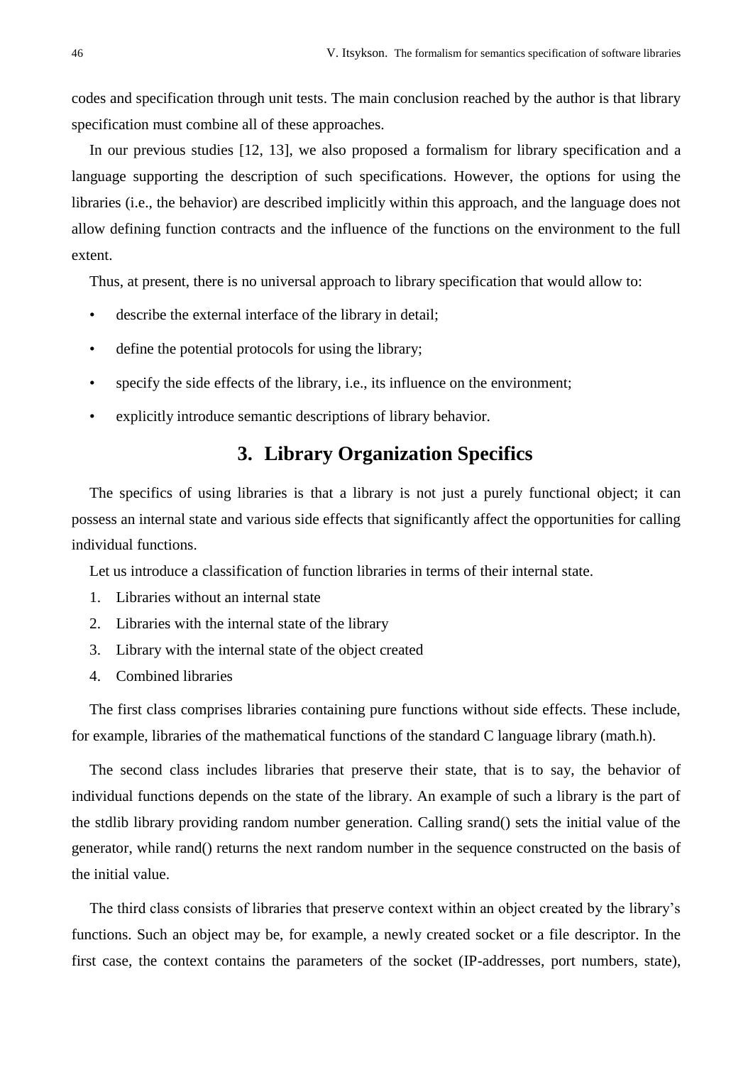codes and specification through unit tests. The main conclusion reached by the author is that library specification must combine all of these approaches.

In our previous studies [12, 13], we also proposed a formalism for library specification and a language supporting the description of such specifications. However, the options for using the libraries (i.e., the behavior) are described implicitly within this approach, and the language does not allow defining function contracts and the influence of the functions on the environment to the full extent.

Thus, at present, there is no universal approach to library specification that would allow to:

- describe the external interface of the library in detail;
- define the potential protocols for using the library;
- specify the side effects of the library, i.e., its influence on the environment;
- explicitly introduce semantic descriptions of library behavior.

## 3. Library Organization Specifics

The specifics of using libraries is that a library is not just a purely functional object; it can possess an internal state and various side effects that significantly affect the opportunities for calling individual functions.

Let us introduce a classification of function libraries in terms of their internal state.

1. Libraries without an internal state
2. Libraries with the internal state of the library
3. Library with the internal state of the object created
4. Combined libraries

The first class comprises libraries containing pure functions without side effects. These include, for example, libraries of the mathematical functions of the standard C language library (math.h).

The second class includes libraries that preserve their state, that is to say, the behavior of individual functions depends on the state of the library. An example of such a library is the part of the stdlib library providing random number generation. Calling srand() sets the initial value of the generator, while rand() returns the next random number in the sequence constructed on the basis of the initial value.

The third class consists of libraries that preserve context within an object created by the library's functions. Such an object may be, for example, a newly created socket or a file descriptor. In the first case, the context contains the parameters of the socket (IP-addresses, port numbers, state),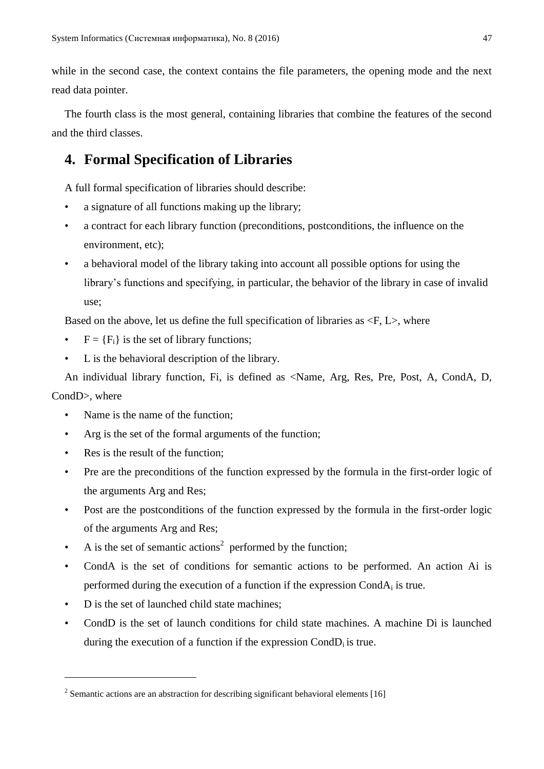while in the second case, the context contains the file parameters, the opening mode and the next read data pointer.

The fourth class is the most general, containing libraries that combine the features of the second and the third classes.

## 4. Formal Specification of Libraries

A full formal specification of libraries should describe:

- a signature of all functions making up the library;
- a contract for each library function (preconditions, postconditions, the influence on the environment, etc);
- a behavioral model of the library taking into account all possible options for using the library's functions and specifying, in particular, the behavior of the library in case of invalid use;

Based on the above, let us define the full specification of libraries as <F, L>, where

- $F = \{F_i\}$ is the set of library functions;
- L is the behavioral description of the library.

An individual library function, Fi, is defined as <Name, Arg, Res, Pre, Post, A, CondA, D, CondD>, where

- Name is the name of the function;
- Arg is the set of the formal arguments of the function;
- Res is the result of the function;
- Pre are the preconditions of the function expressed by the formula in the first-order logic of the arguments Arg and Res;
- Post are the postconditions of the function expressed by the formula in the first-order logic of the arguments Arg and Res;
- A is the set of semantic actions[2] performed by the function;
- CondA is the set of conditions for semantic actions to be performed. An action Ai is performed during the execution of a function if the expression $CondA_i$ is true.
- D is the set of launched child state machines;
- CondD is the set of launch conditions for child state machines. A machine Di is launched during the execution of a function if the expression $CondD_i$ is true.

[2] Semantic actions are an abstraction for describing significant behavioral elements [16]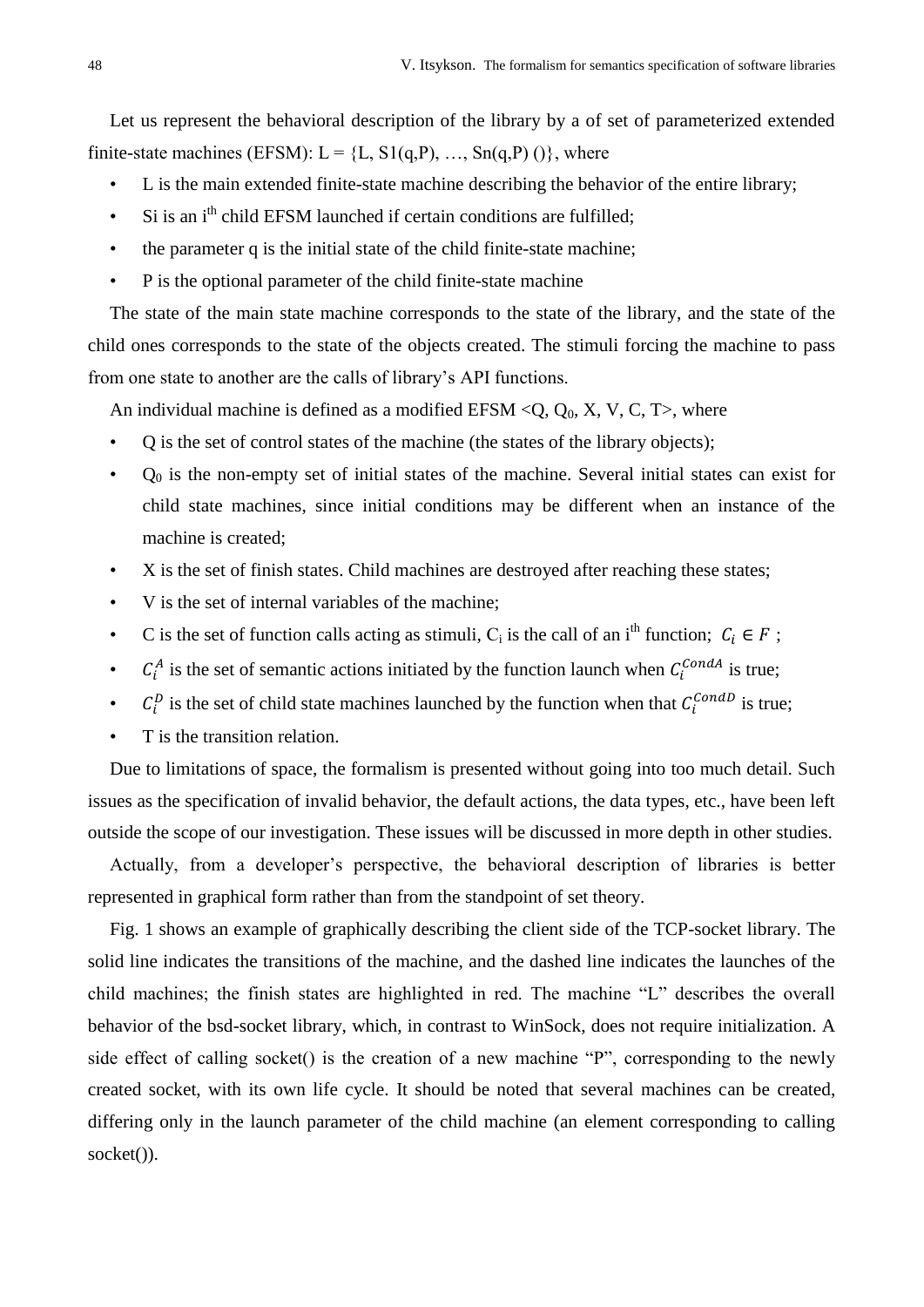Let us represent the behavioral description of the library by a of set of parameterized extended finite-state machines (EFSM): L = {L, S1(q,P), …, Sn(q,P) ()}, where

- L is the main extended finite-state machine describing the behavior of the entire library;
- Si is an $i^{th}$ child EFSM launched if certain conditions are fulfilled;
- the parameter q is the initial state of the child finite-state machine;
- P is the optional parameter of the child finite-state machine

The state of the main state machine corresponds to the state of the library, and the state of the child ones corresponds to the state of the objects created. The stimuli forcing the machine to pass from one state to another are the calls of library's API functions.

An individual machine is defined as a modified EFSM <Q, $Q_0$, X, V, C, T>, where

- Q is the set of control states of the machine (the states of the library objects);
- $Q_0$ is the non-empty set of initial states of the machine. Several initial states can exist for child state machines, since initial conditions may be different when an instance of the machine is created;
- X is the set of finish states. Child machines are destroyed after reaching these states;
- V is the set of internal variables of the machine;
- C is the set of function calls acting as stimuli, $C_i$ is the call of an $i^{th}$ function; $C_i \in F$ ;
- $C_i^A$ is the set of semantic actions initiated by the function launch when $C_i^{CondA}$ is true;
- $C_i^D$ is the set of child state machines launched by the function when that $C_i^{CondD}$ is true;
- T is the transition relation.

Due to limitations of space, the formalism is presented without going into too much detail. Such issues as the specification of invalid behavior, the default actions, the data types, etc., have been left outside the scope of our investigation. These issues will be discussed in more depth in other studies.

Actually, from a developer's perspective, the behavioral description of libraries is better represented in graphical form rather than from the standpoint of set theory.

Fig. 1 shows an example of graphically describing the client side of the TCP-socket library. The solid line indicates the transitions of the machine, and the dashed line indicates the launches of the child machines; the finish states are highlighted in red. The machine "L" describes the overall behavior of the bsd-socket library, which, in contrast to WinSock, does not require initialization. A side effect of calling socket() is the creation of a new machine "P", corresponding to the newly created socket, with its own life cycle. It should be noted that several machines can be created, differing only in the launch parameter of the child machine (an element corresponding to calling socket()).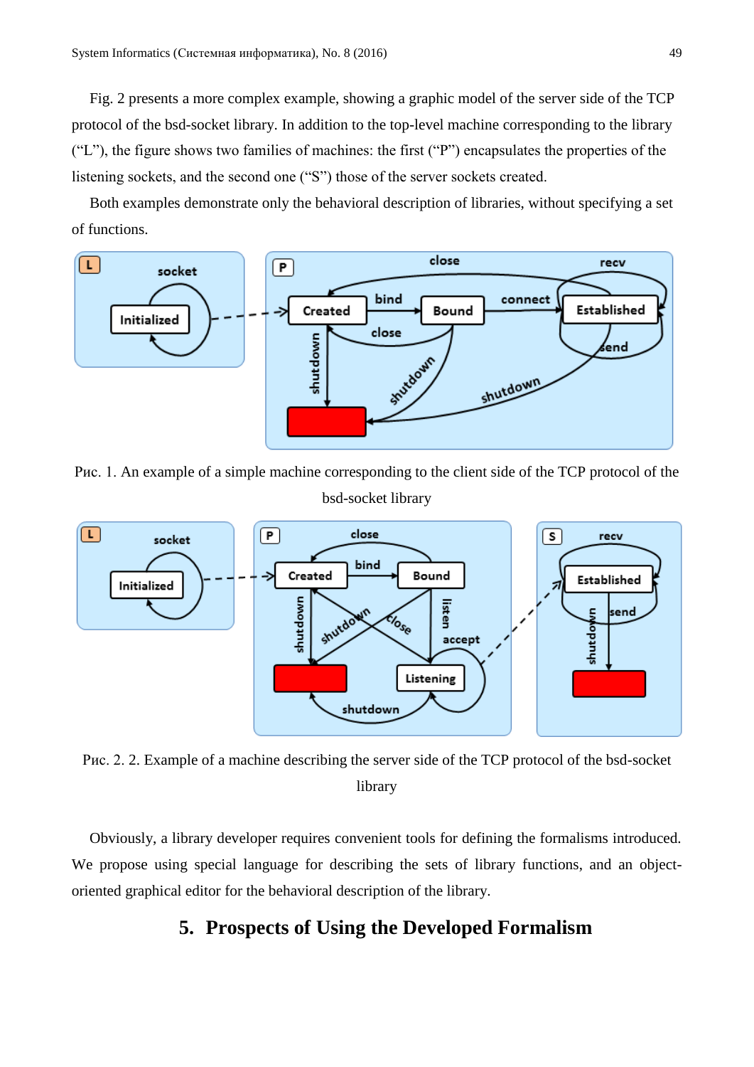Fig. 2 presents a more complex example, showing a graphic model of the server side of the TCP protocol of the bsd-socket library. In addition to the top-level machine corresponding to the library ("L"), the figure shows two families of machines: the first ("P") encapsulates the properties of the listening sockets, and the second one ("S") those of the server sockets created.

Both examples demonstrate only the behavioral description of libraries, without specifying a set of functions.

Рис. 1. An example of a simple machine corresponding to the client side of the TCP protocol of the bsd-socket library

Рис. 2. 2. Example of a machine describing the server side of the TCP protocol of the bsd-socket library

Obviously, a library developer requires convenient tools for defining the formalisms introduced. We propose using special language for describing the sets of library functions, and an object-oriented graphical editor for the behavioral description of the library.

## 5. Prospects of Using the Developed Formalism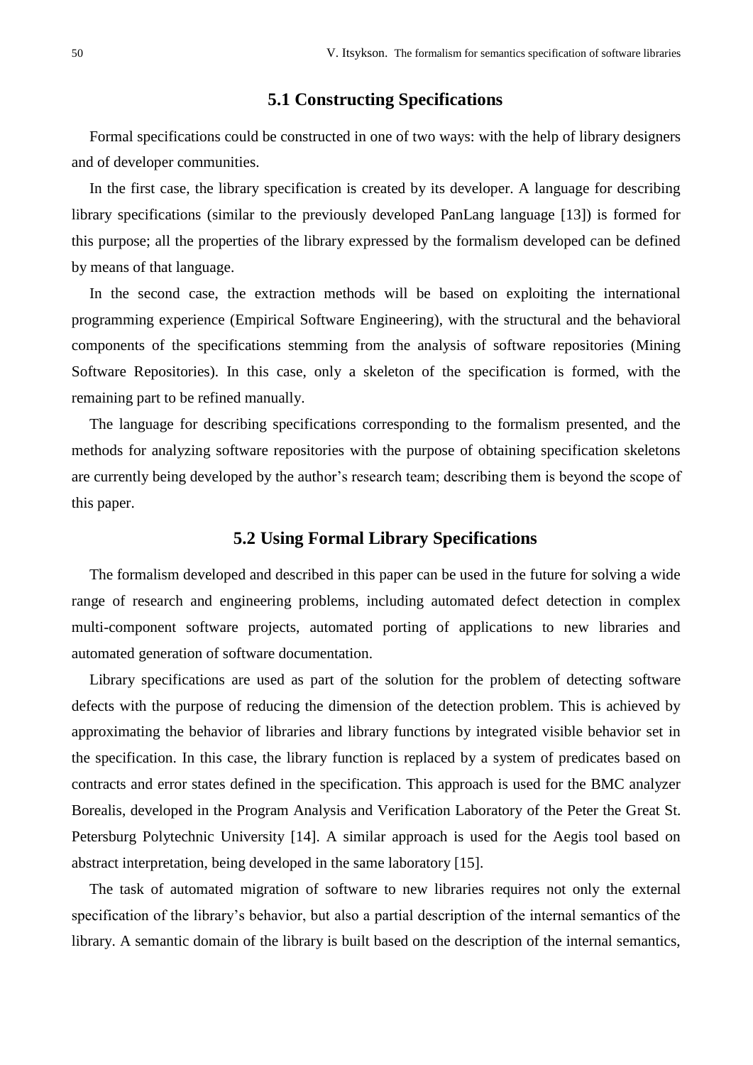## 5.1 Constructing Specifications

Formal specifications could be constructed in one of two ways: with the help of library designers and of developer communities.

In the first case, the library specification is created by its developer. A language for describing library specifications (similar to the previously developed PanLang language [13]) is formed for this purpose; all the properties of the library expressed by the formalism developed can be defined by means of that language.

In the second case, the extraction methods will be based on exploiting the international programming experience (Empirical Software Engineering), with the structural and the behavioral components of the specifications stemming from the analysis of software repositories (Mining Software Repositories). In this case, only a skeleton of the specification is formed, with the remaining part to be refined manually.

The language for describing specifications corresponding to the formalism presented, and the methods for analyzing software repositories with the purpose of obtaining specification skeletons are currently being developed by the author's research team; describing them is beyond the scope of this paper.

## 5.2 Using Formal Library Specifications

The formalism developed and described in this paper can be used in the future for solving a wide range of research and engineering problems, including automated defect detection in complex multi-component software projects, automated porting of applications to new libraries and automated generation of software documentation.

Library specifications are used as part of the solution for the problem of detecting software defects with the purpose of reducing the dimension of the detection problem. This is achieved by approximating the behavior of libraries and library functions by integrated visible behavior set in the specification. In this case, the library function is replaced by a system of predicates based on contracts and error states defined in the specification. This approach is used for the BMC analyzer Borealis, developed in the Program Analysis and Verification Laboratory of the Peter the Great St. Petersburg Polytechnic University [14]. A similar approach is used for the Aegis tool based on abstract interpretation, being developed in the same laboratory [15].

The task of automated migration of software to new libraries requires not only the external specification of the library's behavior, but also a partial description of the internal semantics of the library. A semantic domain of the library is built based on the description of the internal semantics,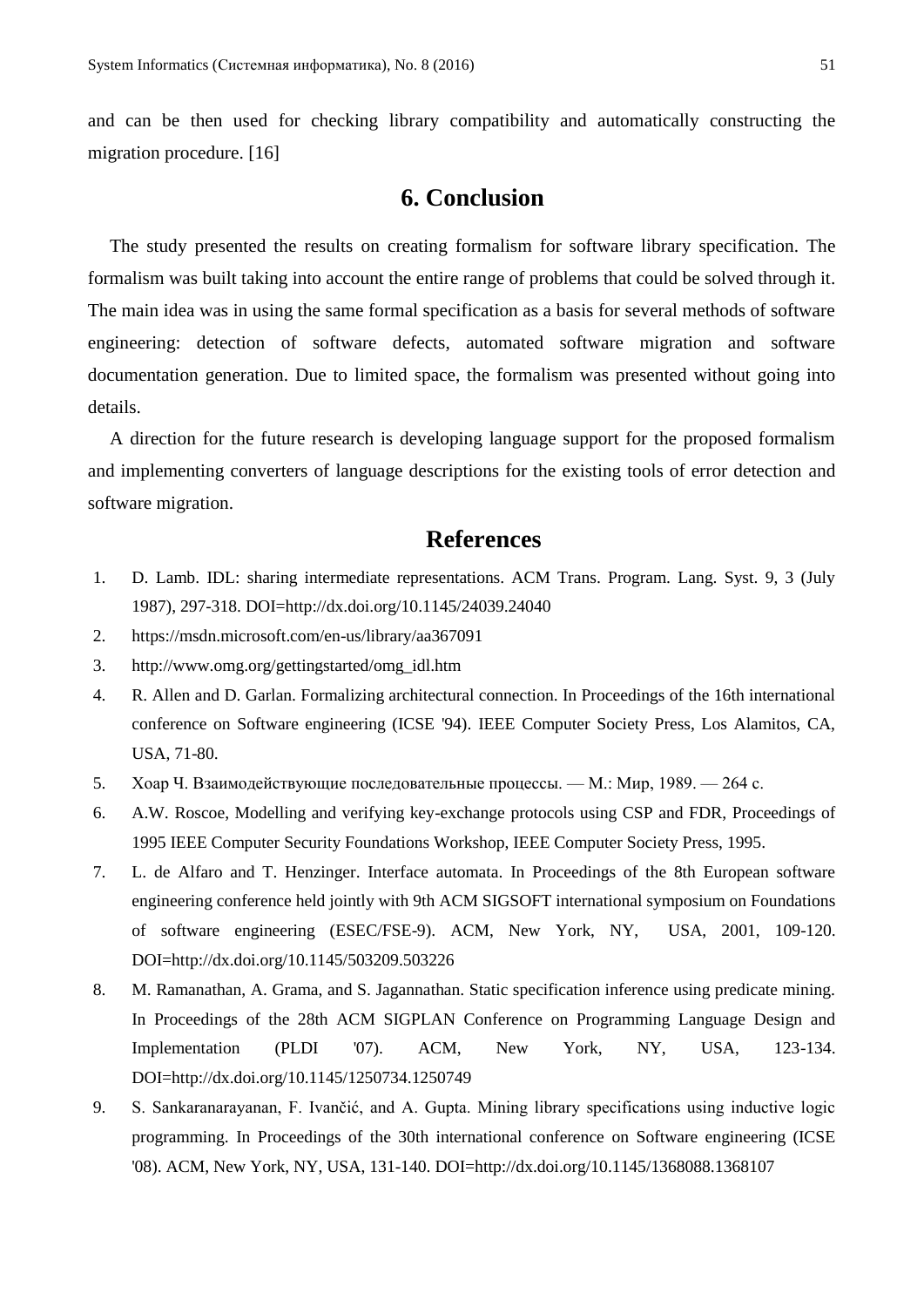and can be then used for checking library compatibility and automatically constructing the migration procedure. [16]

## 6. Conclusion

The study presented the results on creating formalism for software library specification. The formalism was built taking into account the entire range of problems that could be solved through it. The main idea was in using the same formal specification as a basis for several methods of software engineering: detection of software defects, automated software migration and software documentation generation. Due to limited space, the formalism was presented without going into details.

A direction for the future research is developing language support for the proposed formalism and implementing converters of language descriptions for the existing tools of error detection and software migration.

## References

1. D. Lamb. IDL: sharing intermediate representations. ACM Trans. Program. Lang. Syst. 9, 3 (July 1987), 297-318. DOI=http://dx.doi.org/10.1145/24039.24040
2. https://msdn.microsoft.com/en-us/library/aa367091
3. http://www.omg.org/gettingstarted/omg_idl.htm
4. R. Allen and D. Garlan. Formalizing architectural connection. In Proceedings of the 16th international conference on Software engineering (ICSE '94). IEEE Computer Society Press, Los Alamitos, CA, USA, 71-80.
5. Хоар Ч. Взаимодействующие последовательные процессы. — М.: Мир, 1989. — 264 с.
6. A.W. Roscoe, Modelling and verifying key-exchange protocols using CSP and FDR, Proceedings of 1995 IEEE Computer Security Foundations Workshop, IEEE Computer Society Press, 1995.
7. L. de Alfaro and T. Henzinger. Interface automata. In Proceedings of the 8th European software engineering conference held jointly with 9th ACM SIGSOFT international symposium on Foundations of software engineering (ESEC/FSE-9). ACM, New York, NY, USA, 2001, 109-120. DOI=http://dx.doi.org/10.1145/503209.503226
8. M. Ramanathan, A. Grama, and S. Jagannathan. Static specification inference using predicate mining. In Proceedings of the 28th ACM SIGPLAN Conference on Programming Language Design and Implementation (PLDI '07). ACM, New York, NY, USA, 123-134. DOI=http://dx.doi.org/10.1145/1250734.1250749
9. S. Sankaranarayanan, F. Ivančić, and A. Gupta. Mining library specifications using inductive logic programming. In Proceedings of the 30th international conference on Software engineering (ICSE '08). ACM, New York, NY, USA, 131-140. DOI=http://dx.doi.org/10.1145/1368088.1368107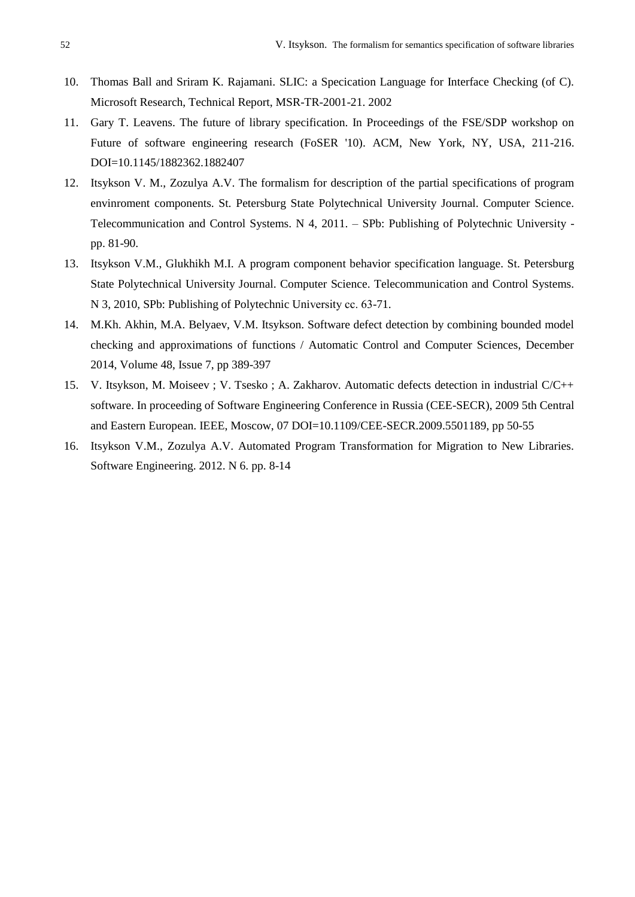10. Thomas Ball and Sriram K. Rajamani. SLIC: a Specication Language for Interface Checking (of C). Microsoft Research, Technical Report, MSR-TR-2001-21. 2002
11. Gary T. Leavens. The future of library specification. In Proceedings of the FSE/SDP workshop on Future of software engineering research (FoSER '10). ACM, New York, NY, USA, 211-216. DOI=10.1145/1882362.1882407
12. Itsykson V. M., Zozulya A.V. The formalism for description of the partial specifications of program envinroment components. St. Petersburg State Polytechnical University Journal. Computer Science. Telecommunication and Control Systems. N 4, 2011. – SPb: Publishing of Polytechnic University - pp. 81-90.
13. Itsykson V.M., Glukhikh M.I. A program component behavior specification language. St. Petersburg State Polytechnical University Journal. Computer Science. Telecommunication and Control Systems. N 3, 2010, SPb: Publishing of Polytechnic University cc. 63-71.
14. M.Kh. Akhin, M.A. Belyaev, V.M. Itsykson. Software defect detection by combining bounded model checking and approximations of functions / Automatic Control and Computer Sciences, December 2014, Volume 48, Issue 7, pp 389-397
15. V. Itsykson, M. Moiseev ; V. Tsesko ; A. Zakharov. Automatic defects detection in industrial C/C++ software. In proceeding of Software Engineering Conference in Russia (CEE-SECR), 2009 5th Central and Eastern European. IEEE, Moscow, 07 DOI=10.1109/CEE-SECR.2009.5501189, pp 50-55
16. Itsykson V.M., Zozulya A.V. Automated Program Transformation for Migration to New Libraries. Software Engineering. 2012. N 6. pp. 8-14